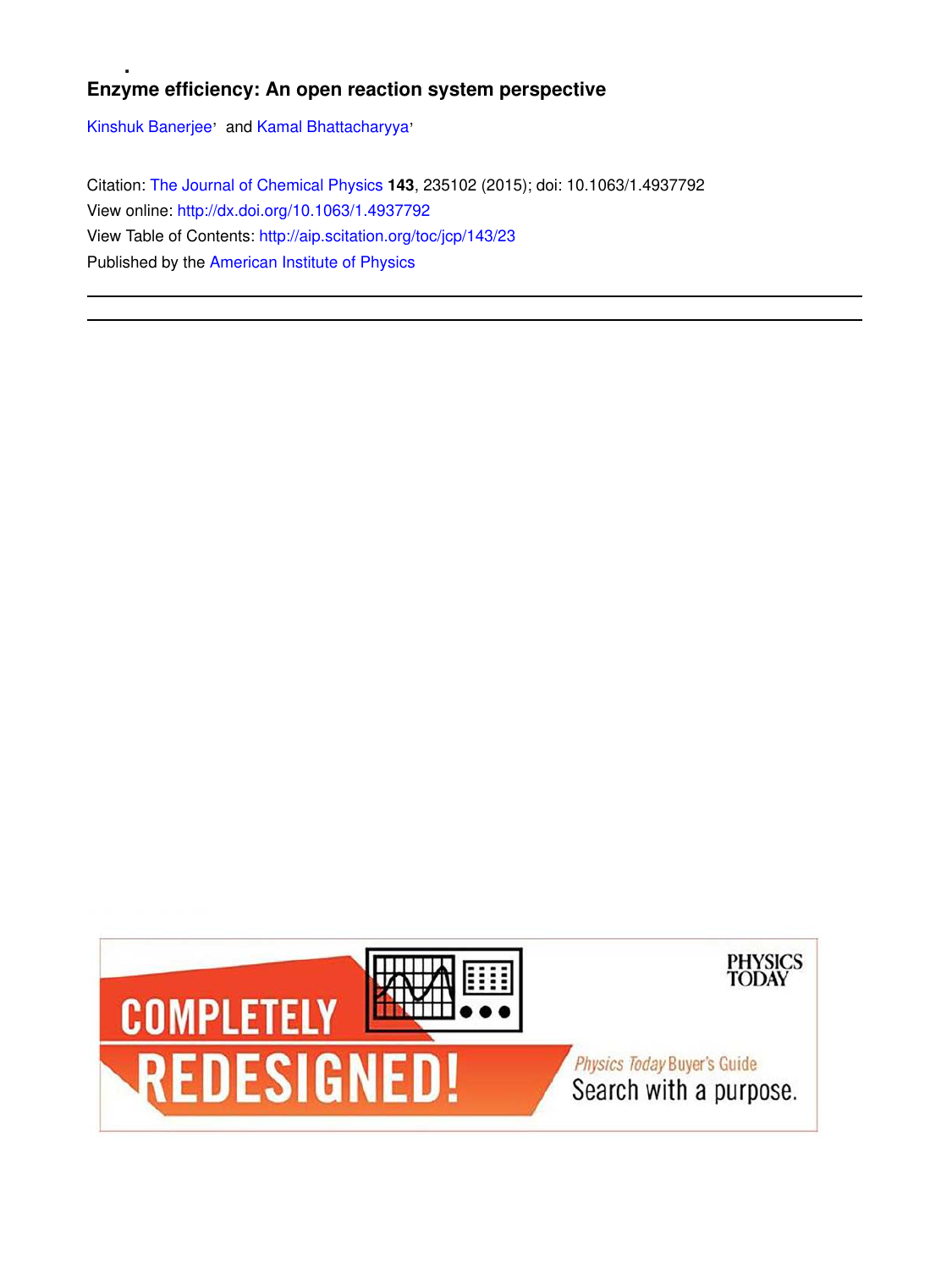# Enzyme efficiency: An open reaction system perspective

Kinshuk Banerjee and Kamal Bhattacharyya

Citation: The Journal of Chemical Physics **143**, 235102 (2015); doi: 10.1063/1.4937792

View online: http://dx.doi.org/10.1063/1.4937792

View Table of Contents: http://aip.scitation.org/toc/jcp/143/23

Published by the American Institute of Physics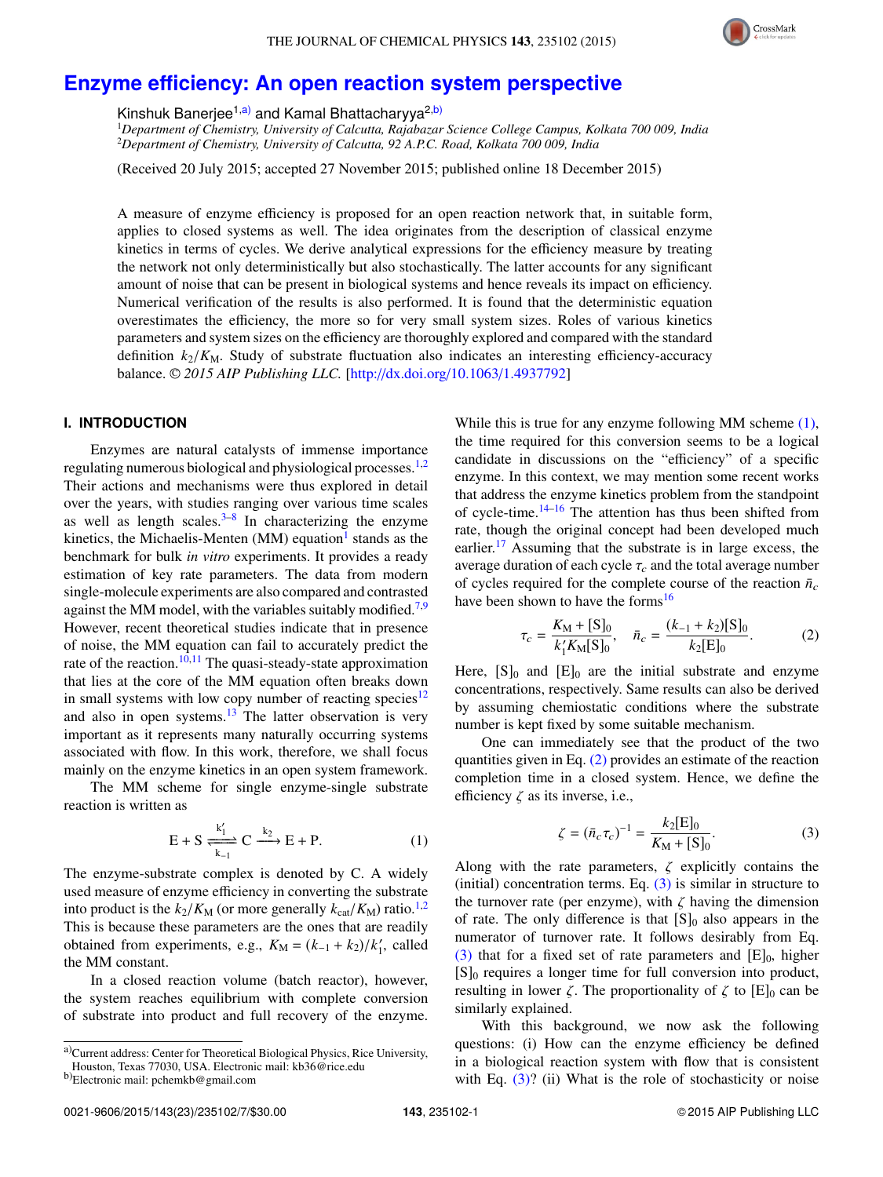# Enzyme efficiency: An open reaction system perspective

Kinshuk Banerjee[1,a)] and Kamal Bhattacharyya[2,b)]

[1]*Department of Chemistry, University of Calcutta, Rajabazar Science College Campus, Kolkata 700 009, India*
[2]*Department of Chemistry, University of Calcutta, 92 A.P.C. Road, Kolkata 700 009, India*

(Received 20 July 2015; accepted 27 November 2015; published online 18 December 2015)

A measure of enzyme efficiency is proposed for an open reaction network that, in suitable form, applies to closed systems as well. The idea originates from the description of classical enzyme kinetics in terms of cycles. We derive analytical expressions for the efficiency measure by treating the network not only deterministically but also stochastically. The latter accounts for any significant amount of noise that can be present in biological systems and hence reveals its impact on efficiency. Numerical verification of the results is also performed. It is found that the deterministic equation overestimates the efficiency, the more so for very small system sizes. Roles of various kinetics parameters and system sizes on the efficiency are thoroughly explored and compared with the standard definition $k_2/K_M$. Study of substrate fluctuation also indicates an interesting efficiency-accuracy balance. *© 2015 AIP Publishing LLC.* [http://dx.doi.org/10.1063/1.4937792]

## I. INTRODUCTION

Enzymes are natural catalysts of immense importance regulating numerous biological and physiological processes.[1,2] Their actions and mechanisms were thus explored in detail over the years, with studies ranging over various time scales as well as length scales.[3–8] In characterizing the enzyme kinetics, the Michaelis-Menten (MM) equation[1] stands as the benchmark for bulk *in vitro* experiments. It provides a ready estimation of key rate parameters. The data from modern single-molecule experiments are also compared and contrasted against the MM model, with the variables suitably modified.[7,9] However, recent theoretical studies indicate that in presence of noise, the MM equation can fail to accurately predict the rate of the reaction.[10,11] The quasi-steady-state approximation that lies at the core of the MM equation often breaks down in small systems with low copy number of reacting species[12] and also in open systems.[13] The latter observation is very important as it represents many naturally occurring systems associated with flow. In this work, therefore, we shall focus mainly on the enzyme kinetics in an open system framework.

The MM scheme for single enzyme-single substrate reaction is written as

$$\mathrm{E} + \mathrm{S} \underset{k_{-1}}{\overset{k_1'}{\rightleftharpoons}} \mathrm{C} \xrightarrow{k_2} \mathrm{E} + \mathrm{P}. \tag{1}$$

The enzyme-substrate complex is denoted by C. A widely used measure of enzyme efficiency in converting the substrate into product is the $k_2/K_M$ (or more generally $k_{cat}/K_M$) ratio.[1,2] This is because these parameters are the ones that are readily obtained from experiments, e.g., $K_M = (k_{-1} + k_2)/k_1'$, called the MM constant.

In a closed reaction volume (batch reactor), however, the system reaches equilibrium with complete conversion of substrate into product and full recovery of the enzyme. While this is true for any enzyme following MM scheme (1), the time required for this conversion seems to be a logical candidate in discussions on the "efficiency" of a specific enzyme. In this context, we may mention some recent works that address the enzyme kinetics problem from the standpoint of cycle-time.[14–16] The attention has thus been shifted from rate, though the original concept had been developed much earlier.[17] Assuming that the substrate is in large excess, the average duration of each cycle $\tau_c$ and the total average number of cycles required for the complete course of the reaction $\bar{n}_c$ have been shown to have the forms[16]

$$\tau_c = \frac{K_M + [\mathrm{S}]_0}{k_1' K_M [\mathrm{S}]_0}, \quad \bar{n}_c = \frac{(k_{-1} + k_2)[\mathrm{S}]_0}{k_2 [\mathrm{E}]_0}. \tag{2}$$

Here, $[\mathrm{S}]_0$ and $[\mathrm{E}]_0$ are the initial substrate and enzyme concentrations, respectively. Same results can also be derived by assuming chemiostatic conditions where the substrate number is kept fixed by some suitable mechanism.

One can immediately see that the product of the two quantities given in Eq. (2) provides an estimate of the reaction completion time in a closed system. Hence, we define the efficiency $\zeta$ as its inverse, i.e.,

$$\zeta = (\bar{n}_c \tau_c)^{-1} = \frac{k_2 [\mathrm{E}]_0}{K_M + [\mathrm{S}]_0}. \tag{3}$$

Along with the rate parameters, $\zeta$ explicitly contains the (initial) concentration terms. Eq. (3) is similar in structure to the turnover rate (per enzyme), with $\zeta$ having the dimension of rate. The only difference is that $[\mathrm{S}]_0$ also appears in the numerator of turnover rate. It follows desirably from Eq. (3) that for a fixed set of rate parameters and $[\mathrm{E}]_0$, higher $[\mathrm{S}]_0$ requires a longer time for full conversion into product, resulting in lower $\zeta$. The proportionality of $\zeta$ to $[\mathrm{E}]_0$ can be similarly explained.

With this background, we now ask the following questions: (i) How can the enzyme efficiency be defined in a biological reaction system with flow that is consistent with Eq. (3)? (ii) What is the role of stochasticity or noise

---

a)Current address: Center for Theoretical Biological Physics, Rice University, Houston, Texas 77030, USA. Electronic mail: kb36@rice.edu
b)Electronic mail: pchemkb@gmail.com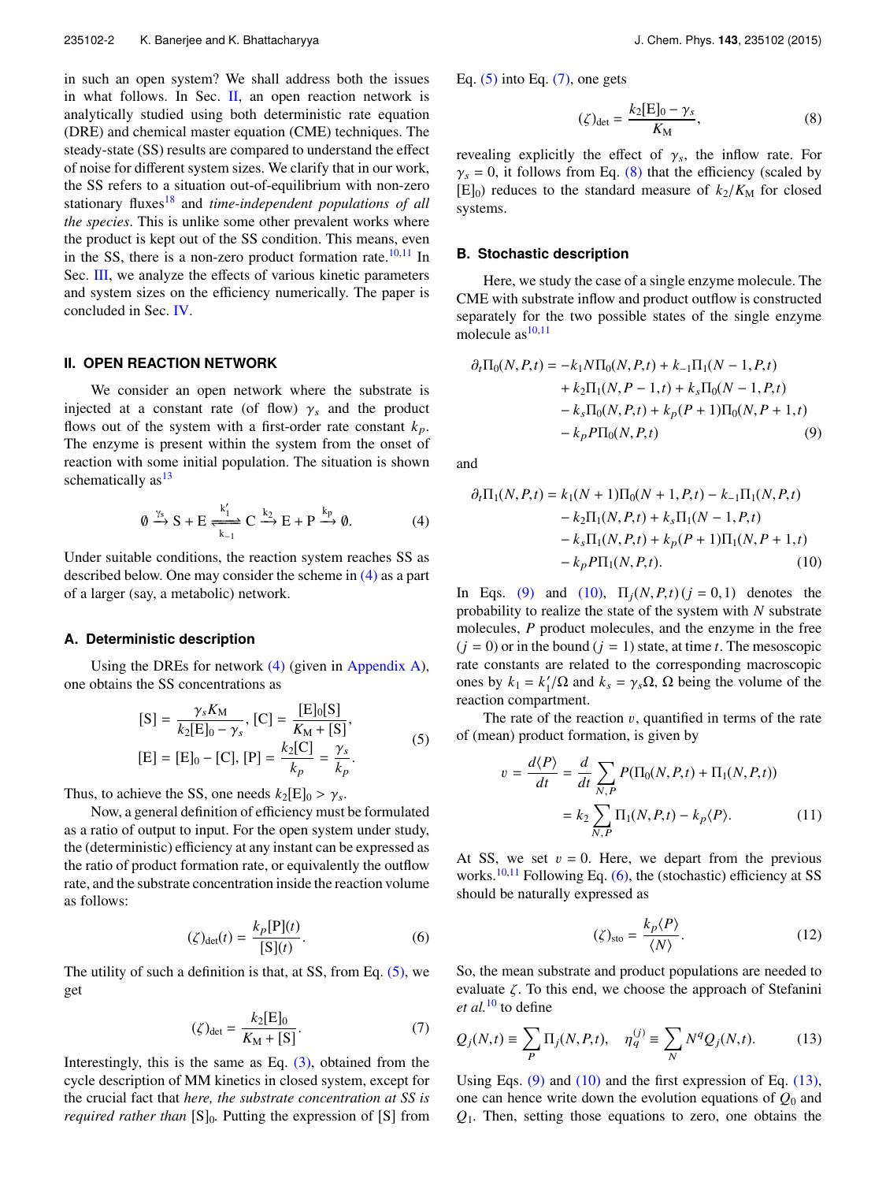in such an open system? We shall address both the issues in what follows. In Sec. II, an open reaction network is analytically studied using both deterministic rate equation (DRE) and chemical master equation (CME) techniques. The steady-state (SS) results are compared to understand the effect of noise for different system sizes. We clarify that in our work, the SS refers to a situation out-of-equilibrium with non-zero stationary fluxes[18] and *time-independent populations of all the species*. This is unlike some other prevalent works where the product is kept out of the SS condition. This means, even in the SS, there is a non-zero product formation rate.[10,11] In Sec. III, we analyze the effects of various kinetic parameters and system sizes on the efficiency numerically. The paper is concluded in Sec. IV.

## II. OPEN REACTION NETWORK

We consider an open network where the substrate is injected at a constant rate (of flow) $\gamma_s$ and the product flows out of the system with a first-order rate constant $k_p$. The enzyme is present within the system from the onset of reaction with some initial population. The situation is shown schematically as[13]

$$\emptyset \xrightarrow{\gamma_s} \mathrm{S} + \mathrm{E} \underset{k_{-1}}{\overset{k_1'}{\rightleftharpoons}} \mathrm{C} \xrightarrow{k_2} \mathrm{E} + \mathrm{P} \xrightarrow{k_p} \emptyset. \tag{4}$$

Under suitable conditions, the reaction system reaches SS as described below. One may consider the scheme in (4) as a part of a larger (say, a metabolic) network.

### A. Deterministic description

Using the DREs for network (4) (given in Appendix A), one obtains the SS concentrations as

$$[\mathrm{S}] = \frac{\gamma_s K_\mathrm{M}}{k_2[\mathrm{E}]_0 - \gamma_s}, \ [\mathrm{C}] = \frac{[\mathrm{E}]_0[\mathrm{S}]}{K_\mathrm{M} + [\mathrm{S}]},$$
$$[\mathrm{E}] = [\mathrm{E}]_0 - [\mathrm{C}], \ [\mathrm{P}] = \frac{k_2[\mathrm{C}]}{k_p} = \frac{\gamma_s}{k_p}. \tag{5}$$

Thus, to achieve the SS, one needs $k_2[\mathrm{E}]_0 > \gamma_s$.

Now, a general definition of efficiency must be formulated as a ratio of output to input. For the open system under study, the (deterministic) efficiency at any instant can be expressed as the ratio of product formation rate, or equivalently the outflow rate, and the substrate concentration inside the reaction volume as follows:

$$(\zeta)_{\mathrm{det}}(t) = \frac{k_p[\mathrm{P}](t)}{[\mathrm{S}](t)}. \tag{6}$$

The utility of such a definition is that, at SS, from Eq. (5), we get

$$(\zeta)_{\mathrm{det}} = \frac{k_2[\mathrm{E}]_0}{K_\mathrm{M} + [\mathrm{S}]}. \tag{7}$$

Interestingly, this is the same as Eq. (3), obtained from the cycle description of MM kinetics in closed system, except for the crucial fact that *here, the substrate concentration at SS is required rather than* $[\mathrm{S}]_0$. Putting the expression of [S] from Eq. (5) into Eq. (7), one gets

$$(\zeta)_{\mathrm{det}} = \frac{k_2[\mathrm{E}]_0 - \gamma_s}{K_\mathrm{M}}, \tag{8}$$

revealing explicitly the effect of $\gamma_s$, the inflow rate. For $\gamma_s = 0$, it follows from Eq. (8) that the efficiency (scaled by $[\mathrm{E}]_0$) reduces to the standard measure of $k_2/K_\mathrm{M}$ for closed systems.

### B. Stochastic description

Here, we study the case of a single enzyme molecule. The CME with substrate inflow and product outflow is constructed separately for the two possible states of the single enzyme molecule as[10,11]

$$\begin{aligned}
\partial_t \Pi_0(N,P,t) = &-k_1 N \Pi_0(N,P,t) + k_{-1}\Pi_1(N-1,P,t) \\
&+ k_2 \Pi_1(N,P-1,t) + k_s \Pi_0(N-1,P,t) \\
&- k_s \Pi_0(N,P,t) + k_p(P+1)\Pi_0(N,P+1,t) \\
&- k_p P \Pi_0(N,P,t)
\end{aligned} \tag{9}$$

and

$$\begin{aligned}
\partial_t \Pi_1(N,P,t) = &\, k_1(N+1)\Pi_0(N+1,P,t) - k_{-1}\Pi_1(N,P,t) \\
&- k_2 \Pi_1(N,P,t) + k_s \Pi_1(N-1,P,t) \\
&- k_s \Pi_1(N,P,t) + k_p(P+1)\Pi_1(N,P+1,t) \\
&- k_p P \Pi_1(N,P,t).
\end{aligned} \tag{10}$$

In Eqs. (9) and (10), $\Pi_j(N,P,t)\,(j = 0,1)$ denotes the probability to realize the state of the system with $N$ substrate molecules, $P$ product molecules, and the enzyme in the free $(j = 0)$ or in the bound $(j = 1)$ state, at time $t$. The mesoscopic rate constants are related to the corresponding macroscopic ones by $k_1 = k_1'/\Omega$ and $k_s = \gamma_s \Omega$, $\Omega$ being the volume of the reaction compartment.

The rate of the reaction $v$, quantified in terms of the rate of (mean) product formation, is given by

$$\begin{aligned}
v = \frac{d\langle P\rangle}{dt} &= \frac{d}{dt}\sum_{N,P} P(\Pi_0(N,P,t) + \Pi_1(N,P,t)) \\
&= k_2 \sum_{N,P} \Pi_1(N,P,t) - k_p\langle P\rangle.
\end{aligned} \tag{11}$$

At SS, we set $v = 0$. Here, we depart from the previous works.[10,11] Following Eq. (6), the (stochastic) efficiency at SS should be naturally expressed as

$$(\zeta)_{\mathrm{sto}} = \frac{k_p\langle P\rangle}{\langle N\rangle}. \tag{12}$$

So, the mean substrate and product populations are needed to evaluate $\zeta$. To this end, we choose the approach of Stefanini *et al.*[10] to define

$$Q_j(N,t) \equiv \sum_P \Pi_j(N,P,t), \quad \eta_q^{(j)} \equiv \sum_N N^q Q_j(N,t). \tag{13}$$

Using Eqs. (9) and (10) and the first expression of Eq. (13), one can hence write down the evolution equations of $Q_0$ and $Q_1$. Then, setting those equations to zero, one obtains the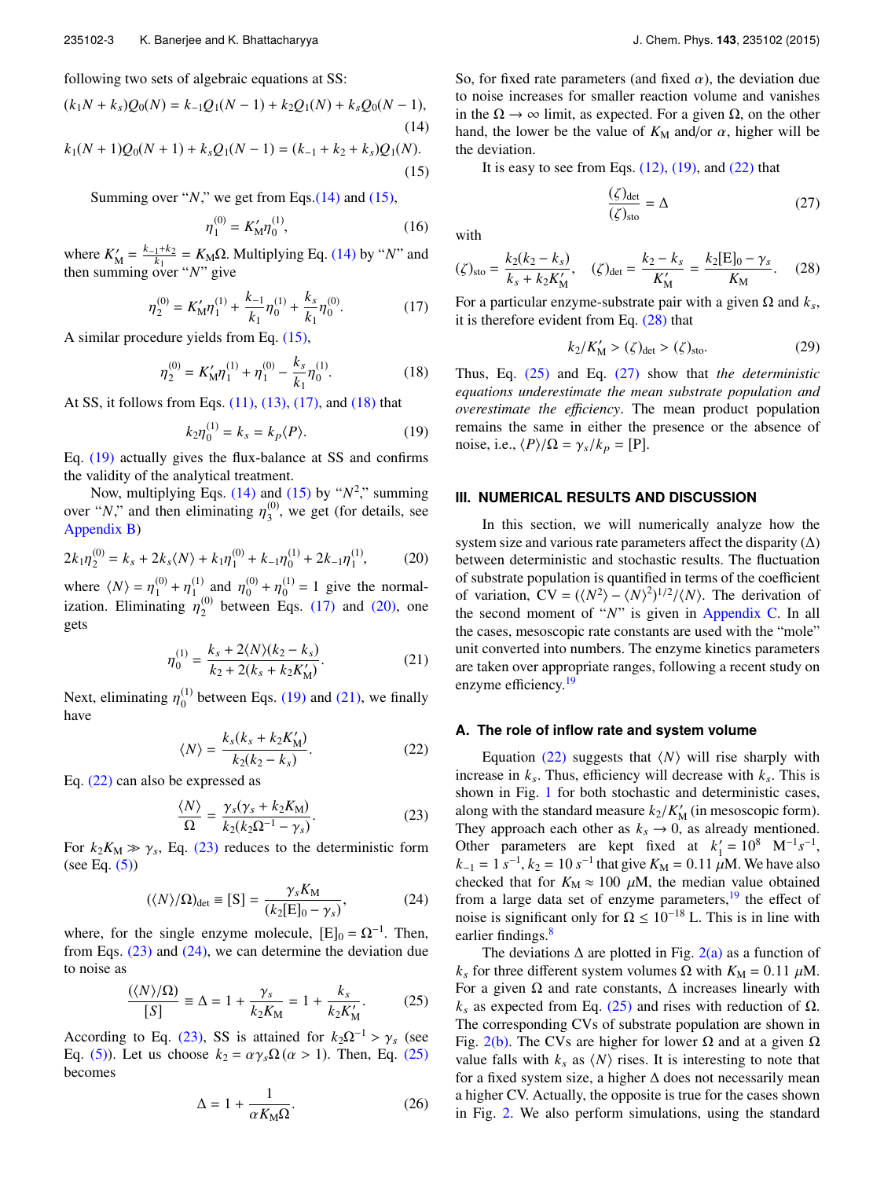following two sets of algebraic equations at SS:

$$(k_1 N + k_s) Q_0(N) = k_{-1} Q_1(N-1) + k_2 Q_1(N) + k_s Q_0(N-1), \tag{14}$$

$$k_1(N+1) Q_0(N+1) + k_s Q_1(N-1) = (k_{-1} + k_2 + k_s) Q_1(N). \tag{15}$$

Summing over "$N$," we get from Eqs. (14) and (15),

$$\eta_1^{(0)} = K'_M \eta_0^{(1)}, \tag{16}$$

where $K'_M = \frac{k_{-1}+k_2}{k_1} = K_M \Omega$. Multiplying Eq. (14) by "$N$" and then summing over "$N$" give

$$\eta_2^{(0)} = K'_M \eta_1^{(1)} + \frac{k_{-1}}{k_1} \eta_0^{(1)} + \frac{k_s}{k_1} \eta_0^{(0)}. \tag{17}$$

A similar procedure yields from Eq. (15),

$$\eta_2^{(0)} = K'_M \eta_1^{(1)} + \eta_1^{(0)} - \frac{k_s}{k_1} \eta_0^{(1)}. \tag{18}$$

At SS, it follows from Eqs. (11), (13), (17), and (18) that

$$k_2 \eta_0^{(1)} = k_s = k_p \langle P \rangle. \tag{19}$$

Eq. (19) actually gives the flux-balance at SS and confirms the validity of the analytical treatment.

Now, multiplying Eqs. (14) and (15) by "$N^2$," summing over "$N$," and then eliminating $\eta_3^{(0)}$, we get (for details, see Appendix B)

$$2k_1 \eta_2^{(0)} = k_s + 2k_s \langle N \rangle + k_1 \eta_1^{(0)} + k_{-1} \eta_0^{(1)} + 2k_{-1} \eta_1^{(1)}, \tag{20}$$

where $\langle N \rangle = \eta_1^{(0)} + \eta_1^{(1)}$ and $\eta_0^{(0)} + \eta_0^{(1)} = 1$ give the normalization. Eliminating $\eta_2^{(0)}$ between Eqs. (17) and (20), one gets

$$\eta_0^{(1)} = \frac{k_s + 2\langle N \rangle (k_2 - k_s)}{k_2 + 2(k_s + k_2 K'_M)}. \tag{21}$$

Next, eliminating $\eta_0^{(1)}$ between Eqs. (19) and (21), we finally have

$$\langle N \rangle = \frac{k_s (k_s + k_2 K'_M)}{k_2 (k_2 - k_s)}. \tag{22}$$

Eq. (22) can also be expressed as

$$\frac{\langle N \rangle}{\Omega} = \frac{\gamma_s (\gamma_s + k_2 K_M)}{k_2 (k_2 \Omega^{-1} - \gamma_s)}. \tag{23}$$

For $k_2 K_M \gg \gamma_s$, Eq. (23) reduces to the deterministic form (see Eq. (5))

$$(\langle N \rangle / \Omega)_{\text{det}} \equiv [\text{S}] = \frac{\gamma_s K_M}{(k_2 [\text{E}]_0 - \gamma_s)}, \tag{24}$$

where, for the single enzyme molecule, $[\text{E}]_0 = \Omega^{-1}$. Then, from Eqs. (23) and (24), we can determine the deviation due to noise as

$$\frac{(\langle N \rangle / \Omega)}{[S]} \equiv \Delta = 1 + \frac{\gamma_s}{k_2 K_M} = 1 + \frac{k_s}{k_2 K'_M}. \tag{25}$$

According to Eq. (23), SS is attained for $k_2 \Omega^{-1} > \gamma_s$ (see Eq. (5)). Let us choose $k_2 = \alpha \gamma_s \Omega \, (\alpha > 1)$. Then, Eq. (25) becomes

$$\Delta = 1 + \frac{1}{\alpha K_M \Omega}. \tag{26}$$

So, for fixed rate parameters (and fixed $\alpha$), the deviation due to noise increases for smaller reaction volume and vanishes in the $\Omega \to \infty$ limit, as expected. For a given $\Omega$, on the other hand, the lower be the value of $K_M$ and/or $\alpha$, higher will be the deviation.

It is easy to see from Eqs. (12), (19), and (22) that

$$\frac{(\zeta)_{\text{det}}}{(\zeta)_{\text{sto}}} = \Delta \tag{27}$$

with

$$(\zeta)_{\text{sto}} = \frac{k_2 (k_2 - k_s)}{k_s + k_2 K'_M}, \quad (\zeta)_{\text{det}} = \frac{k_2 - k_s}{K'_M} = \frac{k_2 [\text{E}]_0 - \gamma_s}{K_M}. \tag{28}$$

For a particular enzyme-substrate pair with a given $\Omega$ and $k_s$, it is therefore evident from Eq. (28) that

$$k_2 / K'_M > (\zeta)_{\text{det}} > (\zeta)_{\text{sto}}. \tag{29}$$

Thus, Eq. (25) and Eq. (27) show that *the deterministic equations underestimate the mean substrate population and overestimate the efficiency*. The mean product population remains the same in either the presence or the absence of noise, i.e., $\langle P \rangle / \Omega = \gamma_s / k_p = [\text{P}]$.

## III. NUMERICAL RESULTS AND DISCUSSION

In this section, we will numerically analyze how the system size and various rate parameters affect the disparity ($\Delta$) between deterministic and stochastic results. The fluctuation of substrate population is quantified in terms of the coefficient of variation, $\text{CV} = (\langle N^2 \rangle - \langle N \rangle^2)^{1/2} / \langle N \rangle$. The derivation of the second moment of "$N$" is given in Appendix C. In all the cases, mesoscopic rate constants are used with the "mole" unit converted into numbers. The enzyme kinetics parameters are taken over appropriate ranges, following a recent study on enzyme efficiency.[19]

### A. The role of inflow rate and system volume

Equation (22) suggests that $\langle N \rangle$ will rise sharply with increase in $k_s$. Thus, efficiency will decrease with $k_s$. This is shown in Fig. 1 for both stochastic and deterministic cases, along with the standard measure $k_2/K'_M$ (in mesoscopic form). They approach each other as $k_s \to 0$, as already mentioned. Other parameters are kept fixed at $k'_1 = 10^8$ $\text{M}^{-1} s^{-1}$, $k_{-1} = 1\ s^{-1}$, $k_2 = 10\ s^{-1}$ that give $K_M = 0.11\ \mu$M. We have also checked that for $K_M \approx 100\ \mu$M, the median value obtained from a large data set of enzyme parameters,[19] the effect of noise is significant only for $\Omega \leq 10^{-18}$ L. This is in line with earlier findings.[8]

The deviations $\Delta$ are plotted in Fig. 2(a) as a function of $k_s$ for three different system volumes $\Omega$ with $K_M = 0.11\ \mu$M. For a given $\Omega$ and rate constants, $\Delta$ increases linearly with $k_s$ as expected from Eq. (25) and rises with reduction of $\Omega$. The corresponding CVs of substrate population are shown in Fig. 2(b). The CVs are higher for lower $\Omega$ and at a given $\Omega$ value falls with $k_s$ as $\langle N \rangle$ rises. It is interesting to note that for a fixed system size, a higher $\Delta$ does not necessarily mean a higher CV. Actually, the opposite is true for the cases shown in Fig. 2. We also perform simulations, using the standard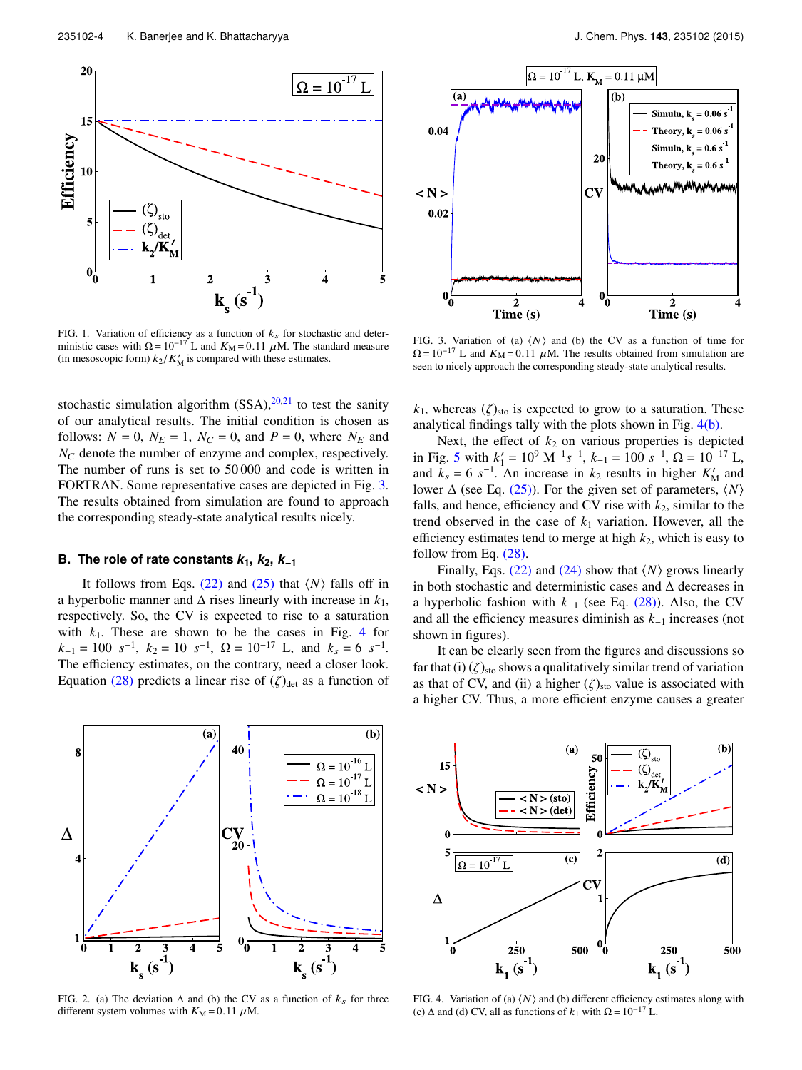FIG. 1. Variation of efficiency as a function of $k_s$ for stochastic and deterministic cases with $\Omega = 10^{-17}$ L and $K_M = 0.11$ $\mu$M. The standard measure (in mesoscopic form) $k_2/K'_M$ is compared with these estimates.

FIG. 3. Variation of (a) $\langle N \rangle$ and (b) the CV as a function of time for $\Omega = 10^{-17}$ L and $K_M = 0.11$ $\mu$M. The results obtained from simulation are seen to nicely approach the corresponding steady-state analytical results.

stochastic simulation algorithm (SSA),[20,21] to test the sanity of our analytical results. The initial condition is chosen as follows: $N = 0$, $N_E = 1$, $N_C = 0$, and $P = 0$, where $N_E$ and $N_C$ denote the number of enzyme and complex, respectively. The number of runs is set to 50 000 and code is written in FORTRAN. Some representative cases are depicted in Fig. 3. The results obtained from simulation are found to approach the corresponding steady-state analytical results nicely.

### B. The role of rate constants $k_1$, $k_2$, $k_{-1}$

It follows from Eqs. (22) and (25) that $\langle N \rangle$ falls off in a hyperbolic manner and $\Delta$ rises linearly with increase in $k_1$, respectively. So, the CV is expected to rise to a saturation with $k_1$. These are shown to be the cases in Fig. 4 for $k_{-1} = 100$ $s^{-1}$, $k_2 = 10$ $s^{-1}$, $\Omega = 10^{-17}$ L, and $k_s = 6$ $s^{-1}$. The efficiency estimates, on the contrary, need a closer look. Equation (28) predicts a linear rise of $(\zeta)_{\text{det}}$ as a function of $k_1$, whereas $(\zeta)_{\text{sto}}$ is expected to grow to a saturation. These analytical findings tally with the plots shown in Fig. 4(b).

Next, the effect of $k_2$ on various properties is depicted in Fig. 5 with $k'_1 = 10^9$ $M^{-1}s^{-1}$, $k_{-1} = 100$ $s^{-1}$, $\Omega = 10^{-17}$ L, and $k_s = 6$ $s^{-1}$. An increase in $k_2$ results in higher $K'_M$ and lower $\Delta$ (see Eq. (25)). For the given set of parameters, $\langle N \rangle$ falls, and hence, efficiency and CV rise with $k_2$, similar to the trend observed in the case of $k_1$ variation. However, all the efficiency estimates tend to merge at high $k_2$, which is easy to follow from Eq. (28).

Finally, Eqs. (22) and (24) show that $\langle N \rangle$ grows linearly in both stochastic and deterministic cases and $\Delta$ decreases in a hyperbolic fashion with $k_{-1}$ (see Eq. (28)). Also, the CV and all the efficiency measures diminish as $k_{-1}$ increases (not shown in figures).

It can be clearly seen from the figures and discussions so far that (i) $(\zeta)_{\text{sto}}$ shows a qualitatively similar trend of variation as that of CV, and (ii) a higher $(\zeta)_{\text{sto}}$ value is associated with a higher CV. Thus, a more efficient enzyme causes a greater

FIG. 2. (a) The deviation $\Delta$ and (b) the CV as a function of $k_s$ for three different system volumes with $K_M = 0.11$ $\mu$M.

FIG. 4. Variation of (a) $\langle N \rangle$ and (b) different efficiency estimates along with (c) $\Delta$ and (d) CV, all as functions of $k_1$ with $\Omega = 10^{-17}$ L.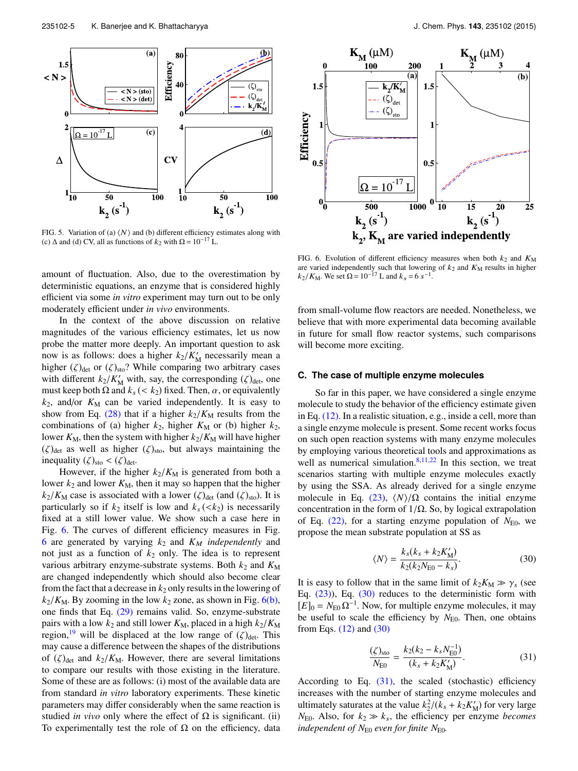FIG. 5. Variation of (a) $\langle N \rangle$ and (b) different efficiency estimates along with (c) $\Delta$ and (d) CV, all as functions of $k_2$ with $\Omega = 10^{-17}$ L.

FIG. 6. Evolution of different efficiency measures when both $k_2$ and $K_M$ are varied independently such that lowering of $k_2$ and $K_M$ results in higher $k_2/K_M$. We set $\Omega = 10^{-17}$ L and $k_s = 6\ s^{-1}$.

amount of fluctuation. Also, due to the overestimation by deterministic equations, an enzyme that is considered highly efficient via some *in vitro* experiment may turn out to be only moderately efficient under *in vivo* environments.

In the context of the above discussion on relative magnitudes of the various efficiency estimates, let us now probe the matter more deeply. An important question to ask now is as follows: does a higher $k_2/K'_M$ necessarily mean a higher $(\zeta)_{det}$ or $(\zeta)_{sto}$? While comparing two arbitrary cases with different $k_2/K'_M$ with, say, the corresponding $(\zeta)_{det}$, one must keep both $\Omega$ and $k_s$ ($< k_2$) fixed. Then, $\alpha$, or equivalently $k_2$, and/or $K_M$ can be varied independently. It is easy to show from Eq. (28) that if a higher $k_2/K_M$ results from the combinations of (a) higher $k_2$, higher $K_M$ or (b) higher $k_2$, lower $K_M$, then the system with higher $k_2/K_M$ will have higher $(\zeta)_{det}$ as well as higher $(\zeta)_{sto}$, but always maintaining the inequality $(\zeta)_{sto} < (\zeta)_{det}$.

However, if the higher $k_2/K_M$ is generated from both a lower $k_2$ and lower $K_M$, then it may so happen that the higher $k_2/K_M$ case is associated with a lower $(\zeta)_{det}$ (and $(\zeta)_{sto}$). It is particularly so if $k_2$ itself is low and $k_s$ ($<k_2$) is necessarily fixed at a still lower value. We show such a case here in Fig. 6. The curves of different efficiency measures in Fig. 6 are generated by varying $k_2$ and $K_M$ *independently* and not just as a function of $k_2$ only. The idea is to represent various arbitrary enzyme-substrate systems. Both $k_2$ and $K_M$ are changed independently which should also become clear from the fact that a decrease in $k_2$ only results in the lowering of $k_2/K_M$. By zooming in the low $k_2$ zone, as shown in Fig. 6(b), one finds that Eq. (29) remains valid. So, enzyme-substrate pairs with a low $k_2$ and still lower $K_M$, placed in a high $k_2/K_M$ region,[19] will be displaced at the low range of $(\zeta)_{det}$. This may cause a difference between the shapes of the distributions of $(\zeta)_{det}$ and $k_2/K_M$. However, there are several limitations to compare our results with those existing in the literature. Some of these are as follows: (i) most of the available data are from standard *in vitro* laboratory experiments. These kinetic parameters may differ considerably when the same reaction is studied *in vivo* only where the effect of $\Omega$ is significant. (ii) To experimentally test the role of $\Omega$ on the efficiency, data from small-volume flow reactors are needed. Nonetheless, we believe that with more experimental data becoming available in future for small flow reactor systems, such comparisons will become more exciting.

### C. The case of multiple enzyme molecules

So far in this paper, we have considered a single enzyme molecule to study the behavior of the efficiency estimate given in Eq. (12). In a realistic situation, e.g., inside a cell, more than a single enzyme molecule is present. Some recent works focus on such open reaction systems with many enzyme molecules by employing various theoretical tools and approximations as well as numerical simulation.[8,11,22] In this section, we treat scenarios starting with multiple enzyme molecules exactly by using the SSA. As already derived for a single enzyme molecule in Eq. (23), $\langle N \rangle/\Omega$ contains the initial enzyme concentration in the form of $1/\Omega$. So, by logical extrapolation of Eq. (22), for a starting enzyme population of $N_{E0}$, we propose the mean substrate population at SS as

$$\langle N \rangle = \frac{k_s(k_s + k_2 K'_M)}{k_2(k_2 N_{E0} - k_s)}. \tag{30}$$

It is easy to follow that in the same limit of $k_2 K_M \gg \gamma_s$ (see Eq. (23)), Eq. (30) reduces to the deterministic form with $[E]_0 = N_{E0}\Omega^{-1}$. Now, for multiple enzyme molecules, it may be useful to scale the efficiency by $N_{E0}$. Then, one obtains from Eqs. (12) and (30)

$$\frac{(\zeta)_{sto}}{N_{E0}} = \frac{k_2(k_2 - k_s N_{E0}^{-1})}{(k_s + k_2 K'_M)}. \tag{31}$$

According to Eq. (31), the scaled (stochastic) efficiency increases with the number of starting enzyme molecules and ultimately saturates at the value $k_2^2/(k_s + k_2 K'_M)$ for very large $N_{E0}$. Also, for $k_2 \gg k_s$, the efficiency per enzyme *becomes independent of* $N_{E0}$ *even for finite* $N_{E0}$.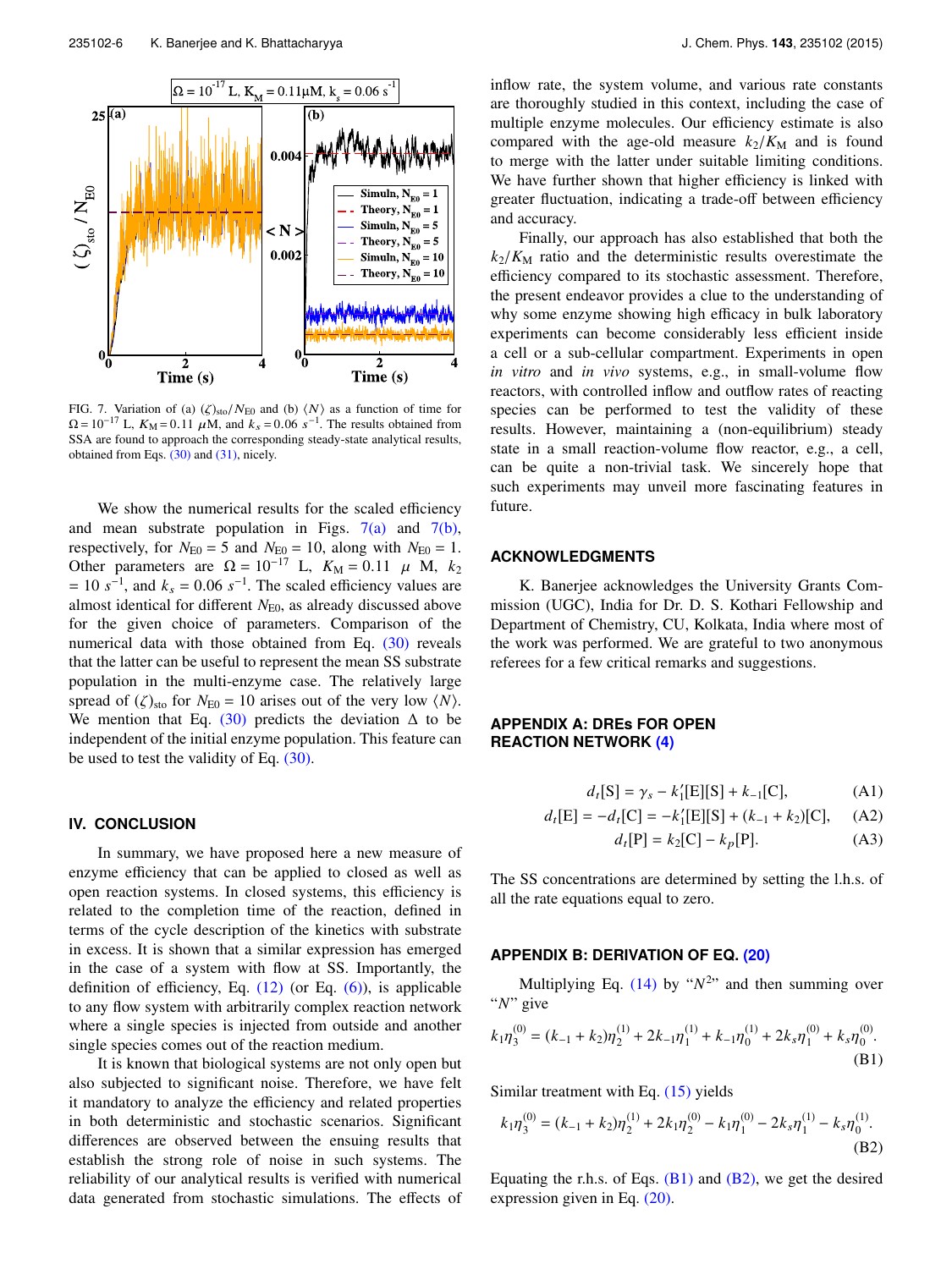FIG. 7. Variation of (a) $(\zeta)_{\rm sto}/N_{\rm E0}$ and (b) $\langle N \rangle$ as a function of time for $\Omega = 10^{-17}$ L, $K_{\rm M} = 0.11$ $\mu$M, and $k_s = 0.06$ $s^{-1}$. The results obtained from SSA are found to approach the corresponding steady-state analytical results, obtained from Eqs. (30) and (31), nicely.

We show the numerical results for the scaled efficiency and mean substrate population in Figs. 7(a) and 7(b), respectively, for $N_{\rm E0} = 5$ and $N_{\rm E0} = 10$, along with $N_{\rm E0} = 1$. Other parameters are $\Omega = 10^{-17}$ L, $K_{\rm M} = 0.11$ $\mu$ M, $k_2 = 10$ $s^{-1}$, and $k_s = 0.06$ $s^{-1}$. The scaled efficiency values are almost identical for different $N_{\rm E0}$, as already discussed above for the given choice of parameters. Comparison of the numerical data with those obtained from Eq. (30) reveals that the latter can be useful to represent the mean SS substrate population in the multi-enzyme case. The relatively large spread of $(\zeta)_{\rm sto}$ for $N_{\rm E0} = 10$ arises out of the very low $\langle N \rangle$. We mention that Eq. (30) predicts the deviation $\Delta$ to be independent of the initial enzyme population. This feature can be used to test the validity of Eq. (30).

## IV. CONCLUSION

In summary, we have proposed here a new measure of enzyme efficiency that can be applied to closed as well as open reaction systems. In closed systems, this efficiency is related to the completion time of the reaction, defined in terms of the cycle description of the kinetics with substrate in excess. It is shown that a similar expression has emerged in the case of a system with flow at SS. Importantly, the definition of efficiency, Eq. (12) (or Eq. (6)), is applicable to any flow system with arbitrarily complex reaction network where a single species is injected from outside and another single species comes out of the reaction medium.

It is known that biological systems are not only open but also subjected to significant noise. Therefore, we have felt it mandatory to analyze the efficiency and related properties in both deterministic and stochastic scenarios. Significant differences are observed between the ensuing results that establish the strong role of noise in such systems. The reliability of our analytical results is verified with numerical data generated from stochastic simulations. The effects of inflow rate, the system volume, and various rate constants are thoroughly studied in this context, including the case of multiple enzyme molecules. Our efficiency estimate is also compared with the age-old measure $k_2/K_{\rm M}$ and is found to merge with the latter under suitable limiting conditions. We have further shown that higher efficiency is linked with greater fluctuation, indicating a trade-off between efficiency and accuracy.

Finally, our approach has also established that both the $k_2/K_{\rm M}$ ratio and the deterministic results overestimate the efficiency compared to its stochastic assessment. Therefore, the present endeavor provides a clue to the understanding of why some enzyme showing high efficacy in bulk laboratory experiments can become considerably less efficient inside a cell or a sub-cellular compartment. Experiments in open *in vitro* and *in vivo* systems, e.g., in small-volume flow reactors, with controlled inflow and outflow rates of reacting species can be performed to test the validity of these results. However, maintaining a (non-equilibrium) steady state in a small reaction-volume flow reactor, e.g., a cell, can be quite a non-trivial task. We sincerely hope that such experiments may unveil more fascinating features in future.

## ACKNOWLEDGMENTS

K. Banerjee acknowledges the University Grants Commission (UGC), India for Dr. D. S. Kothari Fellowship and Department of Chemistry, CU, Kolkata, India where most of the work was performed. We are grateful to two anonymous referees for a few critical remarks and suggestions.

## APPENDIX A: DREs FOR OPEN REACTION NETWORK (4)

$$d_t[\text{S}] = \gamma_s - k_1'[\text{E}][\text{S}] + k_{-1}[\text{C}], \tag{A1}$$

$$d_t[\text{E}] = -d_t[\text{C}] = -k_1'[\text{E}][\text{S}] + (k_{-1} + k_2)[\text{C}], \tag{A2}$$

$$d_t[\text{P}] = k_2[\text{C}] - k_p[\text{P}]. \tag{A3}$$

The SS concentrations are determined by setting the l.h.s. of all the rate equations equal to zero.

## APPENDIX B: DERIVATION OF EQ. (20)

Multiplying Eq. (14) by "$N^2$" and then summing over "$N$" give

$$k_1\eta_3^{(0)} = (k_{-1} + k_2)\eta_2^{(1)} + 2k_{-1}\eta_1^{(1)} + k_{-1}\eta_0^{(1)} + 2k_s\eta_1^{(0)} + k_s\eta_0^{(0)}. \tag{B1}$$

Similar treatment with Eq. (15) yields

$$k_1\eta_3^{(0)} = (k_{-1} + k_2)\eta_2^{(1)} + 2k_1\eta_2^{(0)} - k_1\eta_1^{(0)} - 2k_s\eta_1^{(1)} - k_s\eta_0^{(1)}. \tag{B2}$$

Equating the r.h.s. of Eqs. (B1) and (B2), we get the desired expression given in Eq. (20).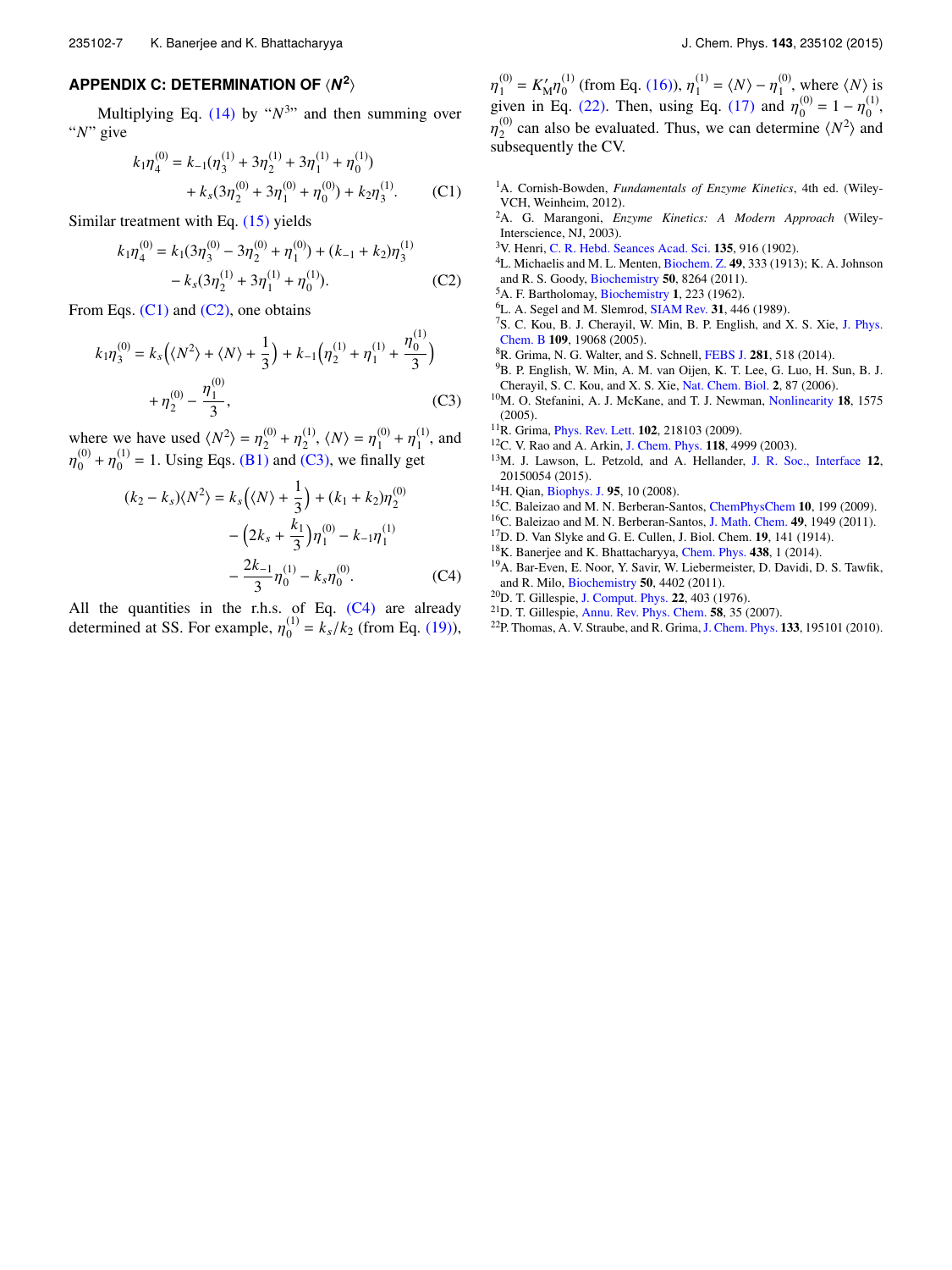## APPENDIX C: DETERMINATION OF $\langle N^2\rangle$

Multiplying Eq. (14) by "$N^3$" and then summing over "$N$" give

$$k_1\eta_4^{(0)} = k_{-1}(\eta_3^{(1)} + 3\eta_2^{(1)} + 3\eta_1^{(1)} + \eta_0^{(1)}) + k_s(3\eta_2^{(0)} + 3\eta_1^{(0)} + \eta_0^{(0)}) + k_2\eta_3^{(1)}. \tag{C1}$$

Similar treatment with Eq. (15) yields

$$k_1\eta_4^{(0)} = k_1(3\eta_3^{(0)} - 3\eta_2^{(0)} + \eta_1^{(0)}) + (k_{-1} + k_2)\eta_3^{(1)} - k_s(3\eta_2^{(1)} + 3\eta_1^{(1)} + \eta_0^{(1)}). \tag{C2}$$

From Eqs. (C1) and (C2), one obtains

$$k_1\eta_3^{(0)} = k_s\Big(\langle N^2\rangle + \langle N\rangle + \frac{1}{3}\Big) + k_{-1}\Big(\eta_2^{(1)} + \eta_1^{(1)} + \frac{\eta_0^{(1)}}{3}\Big) + \eta_2^{(0)} - \frac{\eta_1^{(0)}}{3}, \tag{C3}$$

where we have used $\langle N^2\rangle = \eta_2^{(0)} + \eta_2^{(1)}$, $\langle N\rangle = \eta_1^{(0)} + \eta_1^{(1)}$, and $\eta_0^{(0)} + \eta_0^{(1)} = 1$. Using Eqs. (B1) and (C3), we finally get

$$(k_2 - k_s)\langle N^2\rangle = k_s\Big(\langle N\rangle + \frac{1}{3}\Big) + (k_1 + k_2)\eta_2^{(0)} - \Big(2k_s + \frac{k_1}{3}\Big)\eta_1^{(0)} - k_{-1}\eta_1^{(1)} - \frac{2k_{-1}}{3}\eta_0^{(1)} - k_s\eta_0^{(0)}. \tag{C4}$$

All the quantities in the r.h.s. of Eq. (C4) are already determined at SS. For example, $\eta_0^{(1)} = k_s/k_2$ (from Eq. (19)), $\eta_1^{(0)} = K'_M\eta_0^{(1)}$ (from Eq. (16)), $\eta_1^{(1)} = \langle N\rangle - \eta_1^{(0)}$, where $\langle N\rangle$ is given in Eq. (22). Then, using Eq. (17) and $\eta_0^{(0)} = 1 - \eta_0^{(1)}$, $\eta_2^{(0)}$ can also be evaluated. Thus, we can determine $\langle N^2\rangle$ and subsequently the CV.

[1] A. Cornish-Bowden, *Fundamentals of Enzyme Kinetics*, 4th ed. (Wiley-VCH, Weinheim, 2012).
[2] A. G. Marangoni, *Enzyme Kinetics: A Modern Approach* (Wiley-Interscience, NJ, 2003).
[3] V. Henri, C. R. Hebd. Seances Acad. Sci. **135**, 916 (1902).
[4] L. Michaelis and M. L. Menten, Biochem. Z. **49**, 333 (1913); K. A. Johnson and R. S. Goody, Biochemistry **50**, 8264 (2011).
[5] A. F. Bartholomay, Biochemistry **1**, 223 (1962).
[6] L. A. Segel and M. Slemrod, SIAM Rev. **31**, 446 (1989).
[7] S. C. Kou, B. J. Cherayil, W. Min, B. P. English, and X. S. Xie, J. Phys. Chem. B **109**, 19068 (2005).
[8] R. Grima, N. G. Walter, and S. Schnell, FEBS J. **281**, 518 (2014).
[9] B. P. English, W. Min, A. M. van Oijen, K. T. Lee, G. Luo, H. Sun, B. J. Cherayil, S. C. Kou, and X. S. Xie, Nat. Chem. Biol. **2**, 87 (2006).
[10] M. O. Stefanini, A. J. McKane, and T. J. Newman, Nonlinearity **18**, 1575 (2005).
[11] R. Grima, Phys. Rev. Lett. **102**, 218103 (2009).
[12] C. V. Rao and A. Arkin, J. Chem. Phys. **118**, 4999 (2003).
[13] M. J. Lawson, L. Petzold, and A. Hellander, J. R. Soc., Interface **12**, 20150054 (2015).
[14] H. Qian, Biophys. J. **95**, 10 (2008).
[15] C. Baleizao and M. N. Berberan-Santos, ChemPhysChem **10**, 199 (2009).
[16] C. Baleizao and M. N. Berberan-Santos, J. Math. Chem. **49**, 1949 (2011).
[17] D. D. Van Slyke and G. E. Cullen, J. Biol. Chem. **19**, 141 (1914).
[18] K. Banerjee and K. Bhattacharyya, Chem. Phys. **438**, 1 (2014).
[19] A. Bar-Even, E. Noor, Y. Savir, W. Liebermeister, D. Davidi, D. S. Tawfik, and R. Milo, Biochemistry **50**, 4402 (2011).
[20] D. T. Gillespie, J. Comput. Phys. **22**, 403 (1976).
[21] D. T. Gillespie, Annu. Rev. Phys. Chem. **58**, 35 (2007).
[22] P. Thomas, A. V. Straube, and R. Grima, J. Chem. Phys. **133**, 195101 (2010).